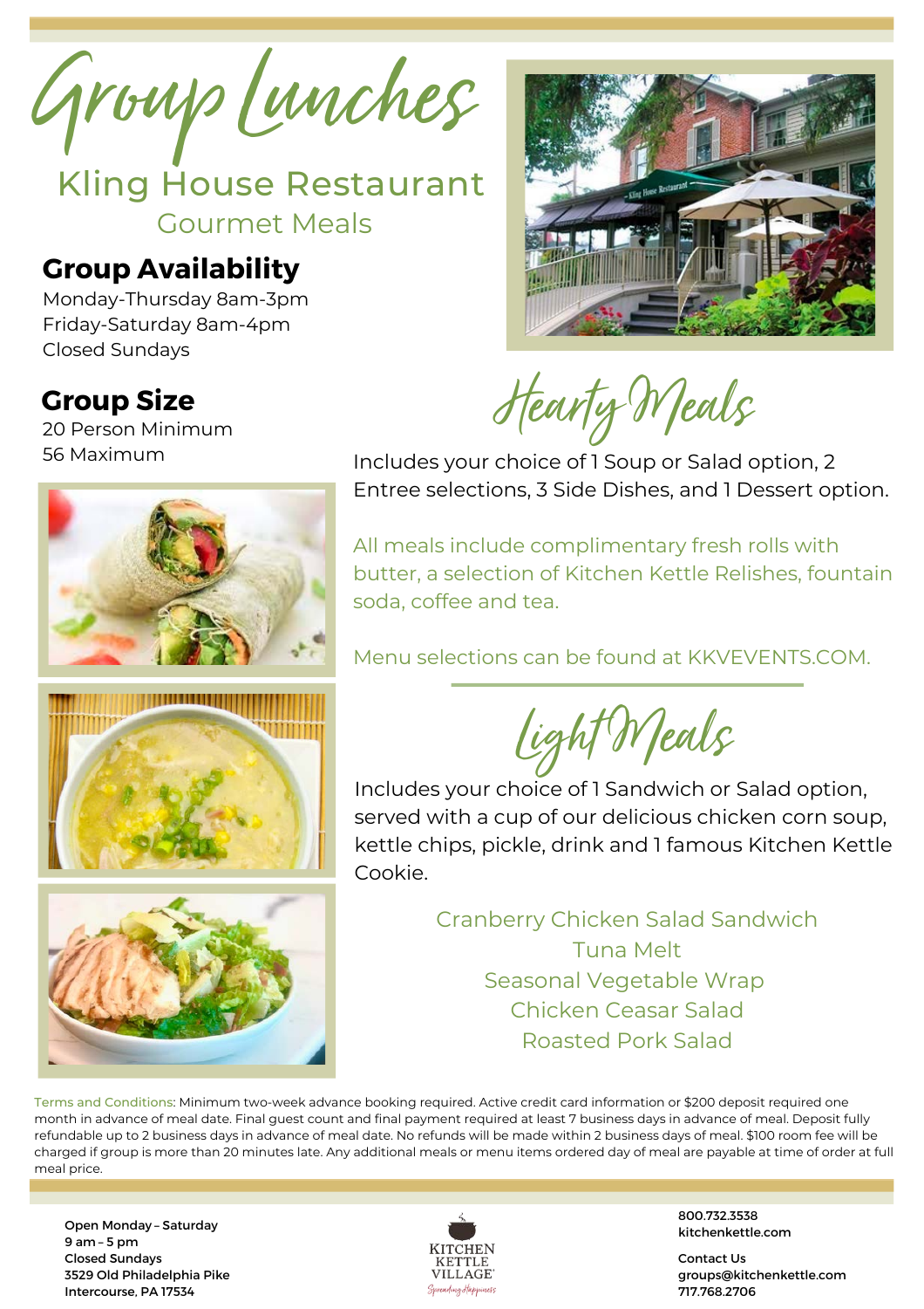# Group Lunches

## Kling House Restaurant

### Gourmet Meals

### Group Availability

Monday-Thursday 8am-3pm
Friday-Saturday 8am-4pm
Closed Sundays

### Group Size

20 Person Minimum
56 Maximum

## Hearty Meals

Includes your choice of 1 Soup or Salad option, 2 Entree selections, 3 Side Dishes, and 1 Dessert option.

All meals include complimentary fresh rolls with butter, a selection of Kitchen Kettle Relishes, fountain soda, coffee and tea.

Menu selections can be found at KKVEVENTS.COM.

## Light Meals

Includes your choice of 1 Sandwich or Salad option, served with a cup of our delicious chicken corn soup, kettle chips, pickle, drink and 1 famous Kitchen Kettle Cookie.

Cranberry Chicken Salad Sandwich
Tuna Melt
Seasonal Vegetable Wrap
Chicken Ceasar Salad
Roasted Pork Salad

Terms and Conditions: Minimum two-week advance booking required. Active credit card information or $200 deposit required one month in advance of meal date. Final guest count and final payment required at least 7 business days in advance of meal. Deposit fully refundable up to 2 business days in advance of meal date. No refunds will be made within 2 business days of meal. $100 room fee will be charged if group is more than 20 minutes late. Any additional meals or menu items ordered day of meal are payable at time of order at full meal price.

**Open Monday – Saturday**
**9 am – 5 pm**
**Closed Sundays**
**3529 Old Philadelphia Pike**
**Intercourse, PA 17534**

KITCHEN KETTLE VILLAGE
Spreading Happiness

**800.732.3538**
**kitchenkettle.com**

**Contact Us**
**groups@kitchenkettle.com**
**717.768.2706**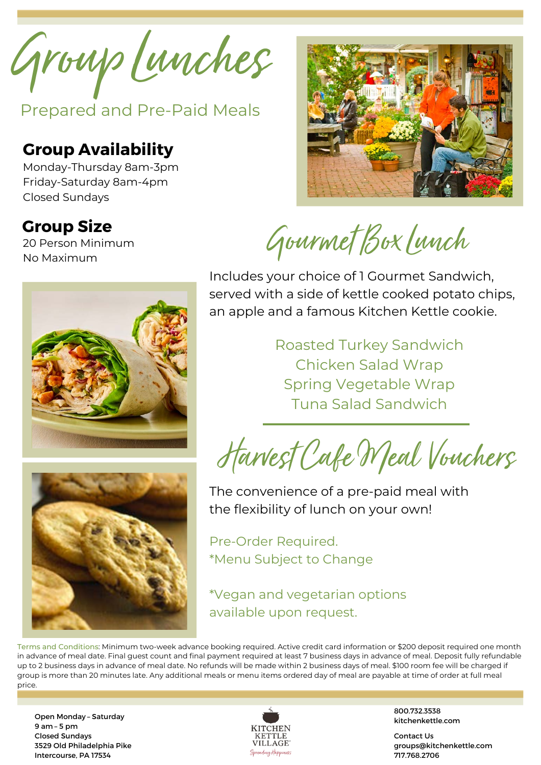# Group Lunches

Prepared and Pre-Paid Meals

## Group Availability

Monday-Thursday 8am-3pm
Friday-Saturday 8am-4pm
Closed Sundays

## Group Size

20 Person Minimum
No Maximum

## Gourmet Box Lunch

Includes your choice of 1 Gourmet Sandwich, served with a side of kettle cooked potato chips, an apple and a famous Kitchen Kettle cookie.

Roasted Turkey Sandwich
Chicken Salad Wrap
Spring Vegetable Wrap
Tuna Salad Sandwich

## Harvest Cafe Meal Vouchers

The convenience of a pre-paid meal with the flexibility of lunch on your own!

Pre-Order Required.
*Menu Subject to Change

*Vegan and vegetarian options available upon request.

Terms and Conditions: Minimum two-week advance booking required. Active credit card information or $200 deposit required one month in advance of meal date. Final guest count and final payment required at least 7 business days in advance of meal. Deposit fully refundable up to 2 business days in advance of meal date. No refunds will be made within 2 business days of meal. $100 room fee will be charged if group is more than 20 minutes late. Any additional meals or menu items ordered day of meal are payable at time of order at full meal price.

Open Monday – Saturday
9 am – 5 pm
Closed Sundays
3529 Old Philadelphia Pike
Intercourse, PA 17534

KITCHEN KETTLE VILLAGE
Spreading Happiness

800.732.3538
kitchenkettle.com

Contact Us
groups@kitchenkettle.com
717.768.2706